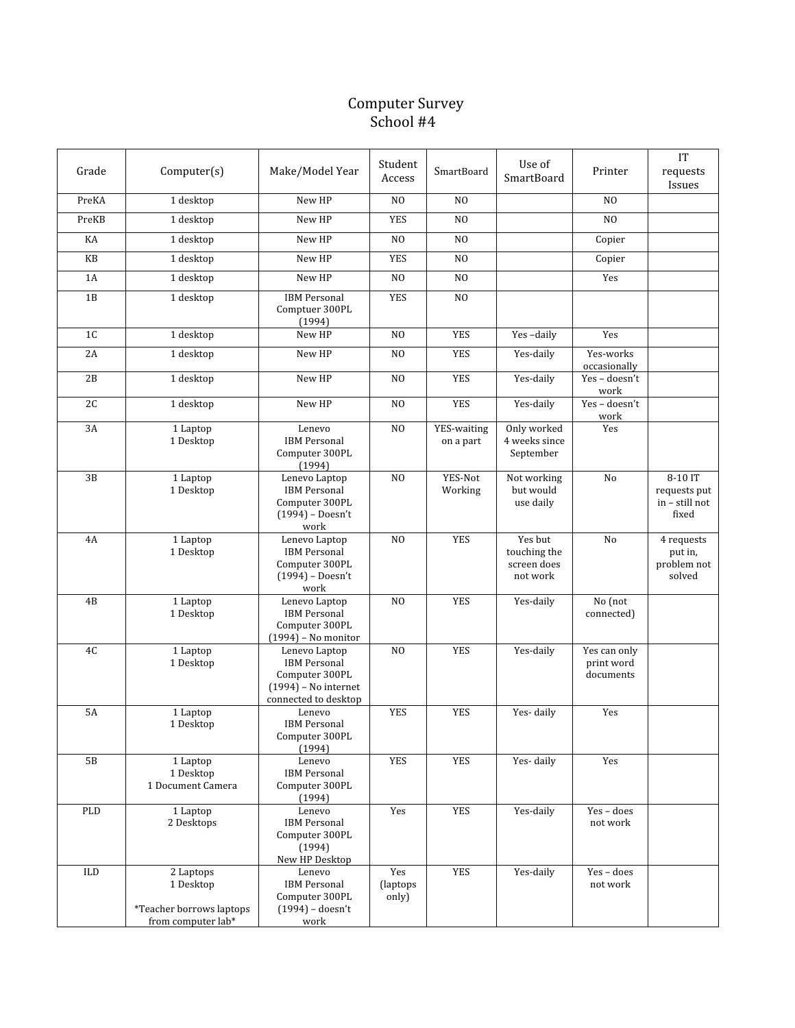# Computer Survey
## School #4

| Grade | Computer(s) | Make/Model Year | Student Access | SmartBoard | Use of SmartBoard | Printer | IT requests Issues |
|---|---|---|---|---|---|---|---|
| PreKA | 1 desktop | New HP | NO | NO | | NO | |
| PreKB | 1 desktop | New HP | YES | NO | | NO | |
| KA | 1 desktop | New HP | NO | NO | | Copier | |
| KB | 1 desktop | New HP | YES | NO | | Copier | |
| 1A | 1 desktop | New HP | NO | NO | | Yes | |
| 1B | 1 desktop | IBM Personal Comptuer 300PL (1994) | YES | NO | | | |
| 1C | 1 desktop | New HP | NO | YES | Yes –daily | Yes | |
| 2A | 1 desktop | New HP | NO | YES | Yes-daily | Yes-works occasionally | |
| 2B | 1 desktop | New HP | NO | YES | Yes-daily | Yes – doesn't work | |
| 2C | 1 desktop | New HP | NO | YES | Yes-daily | Yes – doesn't work | |
| 3A | 1 Laptop<br>1 Desktop | Lenevo<br>IBM Personal Computer 300PL (1994) | NO | YES-waiting on a part | Only worked 4 weeks since September | Yes | |
| 3B | 1 Laptop<br>1 Desktop | Lenevo Laptop<br>IBM Personal Computer 300PL (1994) – Doesn't work | NO | YES-Not Working | Not working but would use daily | No | 8-10 IT requests put in – still not fixed |
| 4A | 1 Laptop<br>1 Desktop | Lenevo Laptop<br>IBM Personal Computer 300PL (1994) – Doesn't work | NO | YES | Yes but touching the screen does not work | No | 4 requests put in, problem not solved |
| 4B | 1 Laptop<br>1 Desktop | Lenevo Laptop<br>IBM Personal Computer 300PL (1994) – No monitor | NO | YES | Yes-daily | No (not connected) | |
| 4C | 1 Laptop<br>1 Desktop | Lenevo Laptop<br>IBM Personal Computer 300PL (1994) – No internet connected to desktop | NO | YES | Yes-daily | Yes can only print word documents | |
| 5A | 1 Laptop<br>1 Desktop | Lenevo<br>IBM Personal Computer 300PL (1994) | YES | YES | Yes- daily | Yes | |
| 5B | 1 Laptop<br>1 Desktop<br>1 Document Camera | Lenevo<br>IBM Personal Computer 300PL (1994) | YES | YES | Yes- daily | Yes | |
| PLD | 1 Laptop<br>2 Desktops | Lenevo<br>IBM Personal Computer 300PL (1994)<br>New HP Desktop | Yes | YES | Yes-daily | Yes – does not work | |
| ILD | 2 Laptops<br>1 Desktop<br><br>*Teacher borrows laptops from computer lab* | Lenevo<br>IBM Personal Computer 300PL (1994) – doesn't work | Yes (laptops only) | YES | Yes-daily | Yes – does not work | |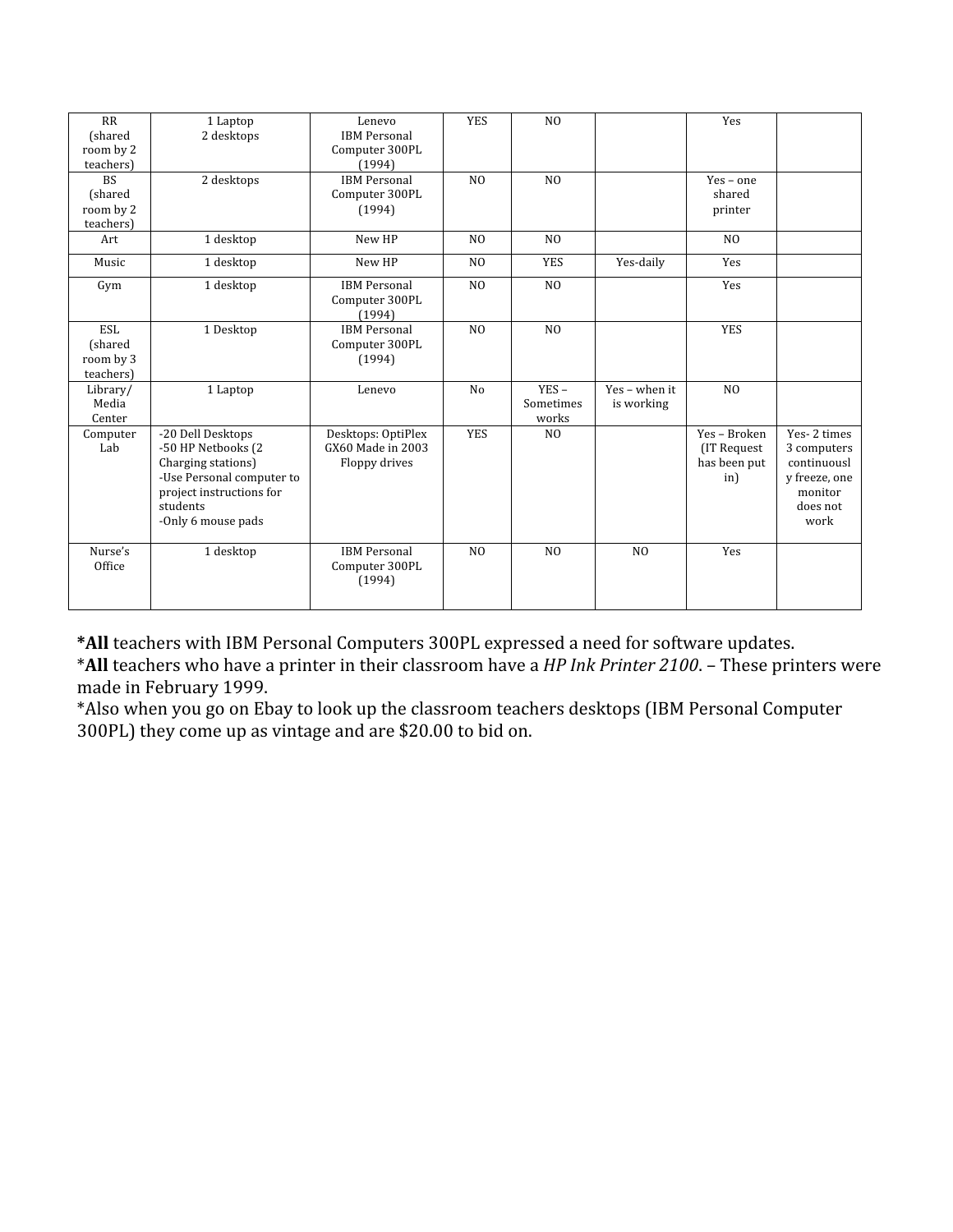| | | | | | | | |
|---|---|---|---|---|---|---|---|
| RR (shared room by 2 teachers) | 1 Laptop 2 desktops | Lenevo IBM Personal Computer 300PL (1994) | YES | NO | | Yes | |
| BS (shared room by 2 teachers) | 2 desktops | IBM Personal Computer 300PL (1994) | NO | NO | | Yes – one shared printer | |
| Art | 1 desktop | New HP | NO | NO | | NO | |
| Music | 1 desktop | New HP | NO | YES | Yes-daily | Yes | |
| Gym | 1 desktop | IBM Personal Computer 300PL (1994) | NO | NO | | Yes | |
| ESL (shared room by 3 teachers) | 1 Desktop | IBM Personal Computer 300PL (1994) | NO | NO | | YES | |
| Library/ Media Center | 1 Laptop | Lenevo | No | YES – Sometimes works | Yes – when it is working | NO | |
| Computer Lab | -20 Dell Desktops<br>-50 HP Netbooks (2 Charging stations)<br>-Use Personal computer to project instructions for students<br>-Only 6 mouse pads | Desktops: OptiPlex GX60 Made in 2003 Floppy drives | YES | NO | | Yes – Broken (IT Request has been put in) | Yes- 2 times 3 computers continuously freeze, one monitor does not work |
| Nurse's Office | 1 desktop | IBM Personal Computer 300PL (1994) | NO | NO | NO | Yes | |

***All** teachers with IBM Personal Computers 300PL expressed a need for software updates.
*__All__ teachers who have a printer in their classroom have a *HP Ink Printer 2100*. – These printers were made in February 1999.
*Also when you go on Ebay to look up the classroom teachers desktops (IBM Personal Computer 300PL) they come up as vintage and are $20.00 to bid on.